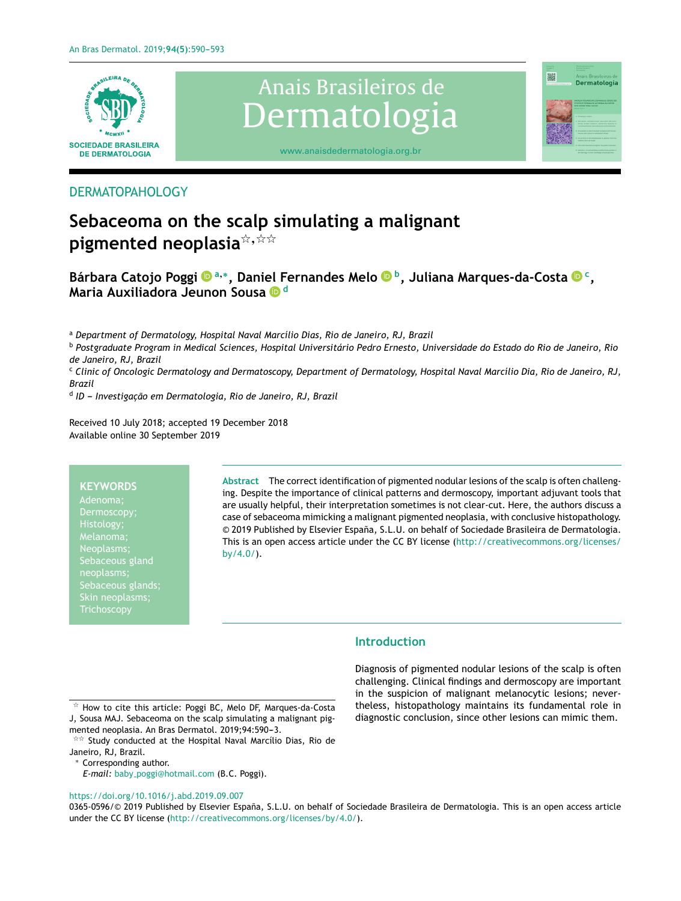DERMATOPAHOLOGY

# Sebaceoma on the scalp simulating a malignant pigmented neoplasia☆,☆☆

**Bárbara Catojo Poggi [a,*], Daniel Fernandes Melo [b], Juliana Marques-da-Costa [c], Maria Auxiliadora Jeunon Sousa [d]**

[a] *Department of Dermatology, Hospital Naval Marcílio Dias, Rio de Janeiro, RJ, Brazil*

[b] *Postgraduate Program in Medical Sciences, Hospital Universitário Pedro Ernesto, Universidade do Estado do Rio de Janeiro, Rio de Janeiro, RJ, Brazil*

[c] *Clinic of Oncologic Dermatology and Dermatoscopy, Department of Dermatology, Hospital Naval Marcílio Dia, Rio de Janeiro, RJ, Brazil*

[d] *ID – Investigação em Dermatologia, Rio de Janeiro, RJ, Brazil*

Received 10 July 2018; accepted 19 December 2018
Available online 30 September 2019

**KEYWORDS**
Adenoma;
Dermoscopy;
Histology;
Melanoma;
Neoplasms;
Sebaceous gland neoplasms;
Sebaceous glands;
Skin neoplasms;
Trichoscopy

**Abstract** The correct identification of pigmented nodular lesions of the scalp is often challenging. Despite the importance of clinical patterns and dermoscopy, important adjuvant tools that are usually helpful, their interpretation sometimes is not clear-cut. Here, the authors discuss a case of sebaceoma mimicking a malignant pigmented neoplasia, with conclusive histopathology.
© 2019 Published by Elsevier España, S.L.U. on behalf of Sociedade Brasileira de Dermatologia. This is an open access article under the CC BY license (http://creativecommons.org/licenses/by/4.0/).

## Introduction

Diagnosis of pigmented nodular lesions of the scalp is often challenging. Clinical findings and dermoscopy are important in the suspicion of malignant melanocytic lesions; nevertheless, histopathology maintains its fundamental role in diagnostic conclusion, since other lesions can mimic them.

☆ How to cite this article: Poggi BC, Melo DF, Marques-da-Costa J, Sousa MAJ. Sebaceoma on the scalp simulating a malignant pigmented neoplasia. An Bras Dermatol. 2019;94:590–3.

☆☆ Study conducted at the Hospital Naval Marcílio Dias, Rio de Janeiro, RJ, Brazil.

\* Corresponding author.
*E-mail:* baby_poggi@hotmail.com (B.C. Poggi).

https://doi.org/10.1016/j.abd.2019.09.007
0365-0596/© 2019 Published by Elsevier España, S.L.U. on behalf of Sociedade Brasileira de Dermatologia. This is an open access article under the CC BY license (http://creativecommons.org/licenses/by/4.0/).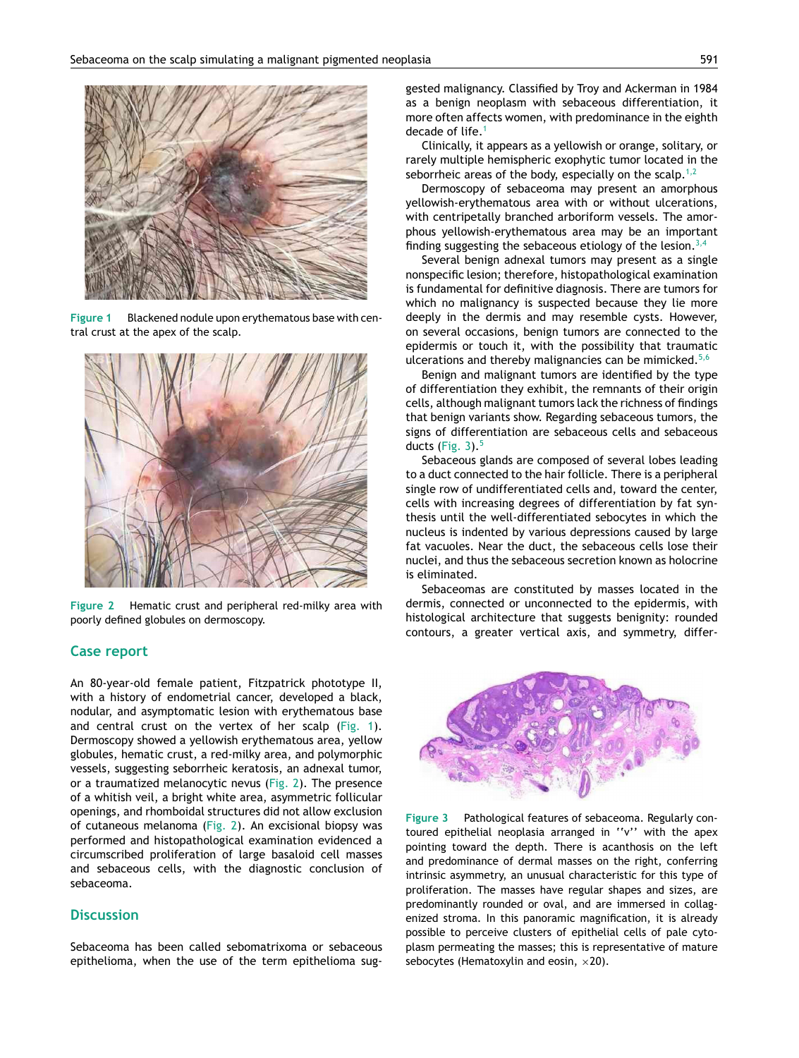Figure 1 Blackened nodule upon erythematous base with central crust at the apex of the scalp.

Figure 2 Hematic crust and peripheral red-milky area with poorly defined globules on dermoscopy.

## Case report

An 80-year-old female patient, Fitzpatrick phototype II, with a history of endometrial cancer, developed a black, nodular, and asymptomatic lesion with erythematous base and central crust on the vertex of her scalp (Fig. 1). Dermoscopy showed a yellowish erythematous area, yellow globules, hematic crust, a red-milky area, and polymorphic vessels, suggesting seborrheic keratosis, an adnexal tumor, or a traumatized melanocytic nevus (Fig. 2). The presence of a whitish veil, a bright white area, asymmetric follicular openings, and rhomboidal structures did not allow exclusion of cutaneous melanoma (Fig. 2). An excisional biopsy was performed and histopathological examination evidenced a circumscribed proliferation of large basaloid cell masses and sebaceous cells, with the diagnostic conclusion of sebaceoma.

## Discussion

Sebaceoma has been called sebomatrixoma or sebaceous epithelioma, when the use of the term epithelioma suggested malignancy. Classified by Troy and Ackerman in 1984 as a benign neoplasm with sebaceous differentiation, it more often affects women, with predominance in the eighth decade of life.[1]

Clinically, it appears as a yellowish or orange, solitary, or rarely multiple hemispheric exophytic tumor located in the seborrheic areas of the body, especially on the scalp.[1,2]

Dermoscopy of sebaceoma may present an amorphous yellowish-erythematous area with or without ulcerations, with centripetally branched arboriform vessels. The amorphous yellowish-erythematous area may be an important finding suggesting the sebaceous etiology of the lesion.[3,4]

Several benign adnexal tumors may present as a single nonspecific lesion; therefore, histopathological examination is fundamental for definitive diagnosis. There are tumors for which no malignancy is suspected because they lie more deeply in the dermis and may resemble cysts. However, on several occasions, benign tumors are connected to the epidermis or touch it, with the possibility that traumatic ulcerations and thereby malignancies can be mimicked.[5,6]

Benign and malignant tumors are identified by the type of differentiation they exhibit, the remnants of their origin cells, although malignant tumors lack the richness of findings that benign variants show. Regarding sebaceous tumors, the signs of differentiation are sebaceous cells and sebaceous ducts (Fig. 3).[5]

Sebaceous glands are composed of several lobes leading to a duct connected to the hair follicle. There is a peripheral single row of undifferentiated cells and, toward the center, cells with increasing degrees of differentiation by fat synthesis until the well-differentiated sebocytes in which the nucleus is indented by various depressions caused by large fat vacuoles. Near the duct, the sebaceous cells lose their nuclei, and thus the sebaceous secretion known as holocrine is eliminated.

Sebaceomas are constituted by masses located in the dermis, connected or unconnected to the epidermis, with histological architecture that suggests benignity: rounded contours, a greater vertical axis, and symmetry, differ-

Figure 3 Pathological features of sebaceoma. Regularly contoured epithelial neoplasia arranged in ''v'' with the apex pointing toward the depth. There is acanthosis on the left and predominance of dermal masses on the right, conferring intrinsic asymmetry, an unusual characteristic for this type of proliferation. The masses have regular shapes and sizes, are predominantly rounded or oval, and are immersed in collagenized stroma. In this panoramic magnification, it is already possible to perceive clusters of epithelial cells of pale cytoplasm permeating the masses; this is representative of mature sebocytes (Hematoxylin and eosin, ×20).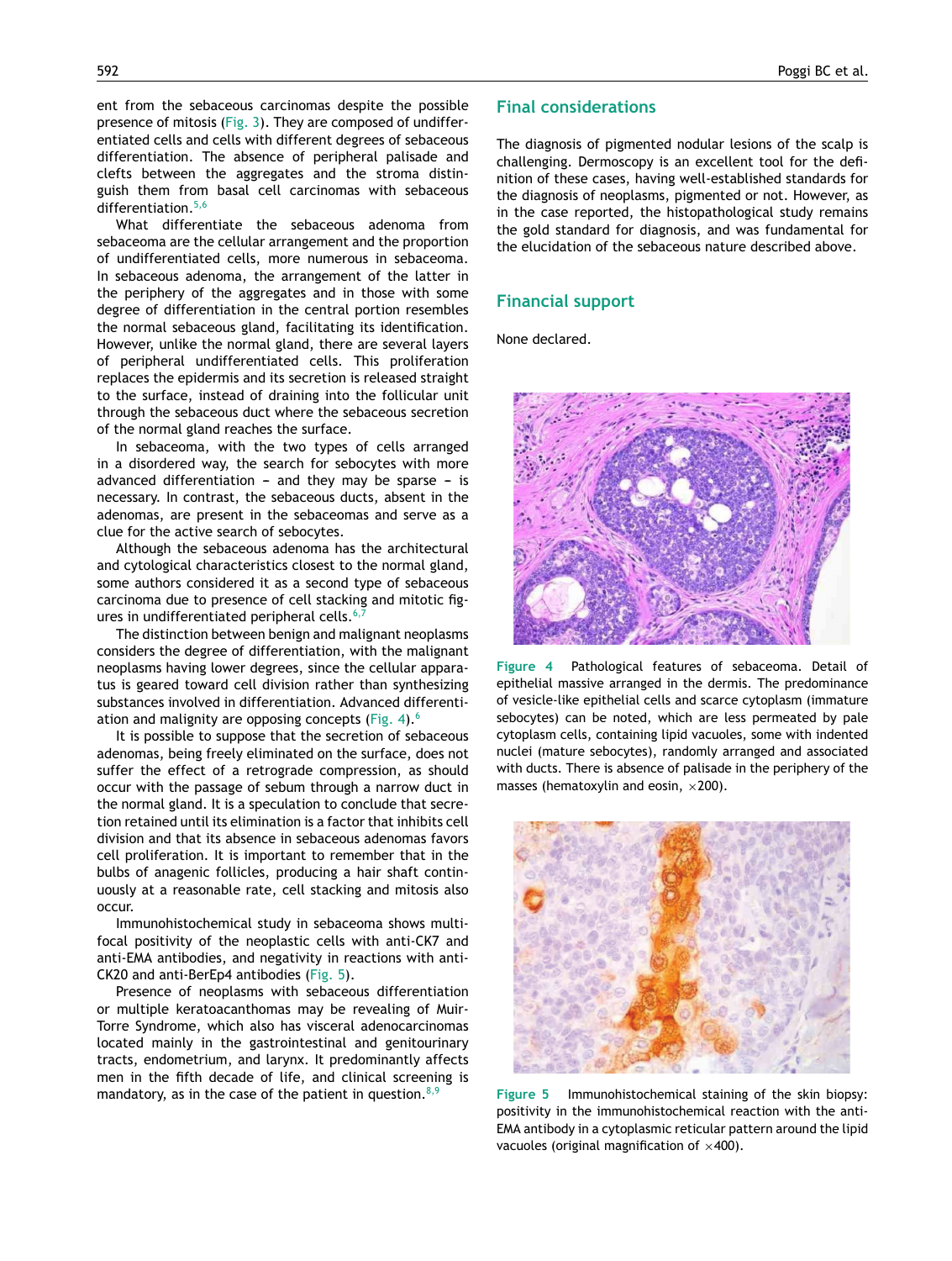ent from the sebaceous carcinomas despite the possible presence of mitosis (Fig. 3). They are composed of undifferentiated cells and cells with different degrees of sebaceous differentiation. The absence of peripheral palisade and clefts between the aggregates and the stroma distinguish them from basal cell carcinomas with sebaceous differentiation.[5,6]

What differentiate the sebaceous adenoma from sebaceoma are the cellular arrangement and the proportion of undifferentiated cells, more numerous in sebaceoma. In sebaceous adenoma, the arrangement of the latter in the periphery of the aggregates and in those with some degree of differentiation in the central portion resembles the normal sebaceous gland, facilitating its identification. However, unlike the normal gland, there are several layers of peripheral undifferentiated cells. This proliferation replaces the epidermis and its secretion is released straight to the surface, instead of draining into the follicular unit through the sebaceous duct where the sebaceous secretion of the normal gland reaches the surface.

In sebaceoma, with the two types of cells arranged in a disordered way, the search for sebocytes with more advanced differentiation – and they may be sparse – is necessary. In contrast, the sebaceous ducts, absent in the adenomas, are present in the sebaceomas and serve as a clue for the active search of sebocytes.

Although the sebaceous adenoma has the architectural and cytological characteristics closest to the normal gland, some authors considered it as a second type of sebaceous carcinoma due to presence of cell stacking and mitotic figures in undifferentiated peripheral cells.[6,7]

The distinction between benign and malignant neoplasms considers the degree of differentiation, with the malignant neoplasms having lower degrees, since the cellular apparatus is geared toward cell division rather than synthesizing substances involved in differentiation. Advanced differentiation and malignity are opposing concepts (Fig. 4).[6]

It is possible to suppose that the secretion of sebaceous adenomas, being freely eliminated on the surface, does not suffer the effect of a retrograde compression, as should occur with the passage of sebum through a narrow duct in the normal gland. It is a speculation to conclude that secretion retained until its elimination is a factor that inhibits cell division and that its absence in sebaceous adenomas favors cell proliferation. It is important to remember that in the bulbs of anagenic follicles, producing a hair shaft continuously at a reasonable rate, cell stacking and mitosis also occur.

Immunohistochemical study in sebaceoma shows multifocal positivity of the neoplastic cells with anti-CK7 and anti-EMA antibodies, and negativity in reactions with anti-CK20 and anti-BerEp4 antibodies (Fig. 5).

Presence of neoplasms with sebaceous differentiation or multiple keratoacanthomas may be revealing of Muir-Torre Syndrome, which also has visceral adenocarcinomas located mainly in the gastrointestinal and genitourinary tracts, endometrium, and larynx. It predominantly affects men in the fifth decade of life, and clinical screening is mandatory, as in the case of the patient in question.[8,9]

## Final considerations

The diagnosis of pigmented nodular lesions of the scalp is challenging. Dermoscopy is an excellent tool for the definition of these cases, having well-established standards for the diagnosis of neoplasms, pigmented or not. However, as in the case reported, the histopathological study remains the gold standard for diagnosis, and was fundamental for the elucidation of the sebaceous nature described above.

## Financial support

None declared.

Figure 4 Pathological features of sebaceoma. Detail of epithelial massive arranged in the dermis. The predominance of vesicle-like epithelial cells and scarce cytoplasm (immature sebocytes) can be noted, which are less permeated by pale cytoplasm cells, containing lipid vacuoles, some with indented nuclei (mature sebocytes), randomly arranged and associated with ducts. There is absence of palisade in the periphery of the masses (hematoxylin and eosin, ×200).

Figure 5 Immunohistochemical staining of the skin biopsy: positivity in the immunohistochemical reaction with the anti-EMA antibody in a cytoplasmic reticular pattern around the lipid vacuoles (original magnification of ×400).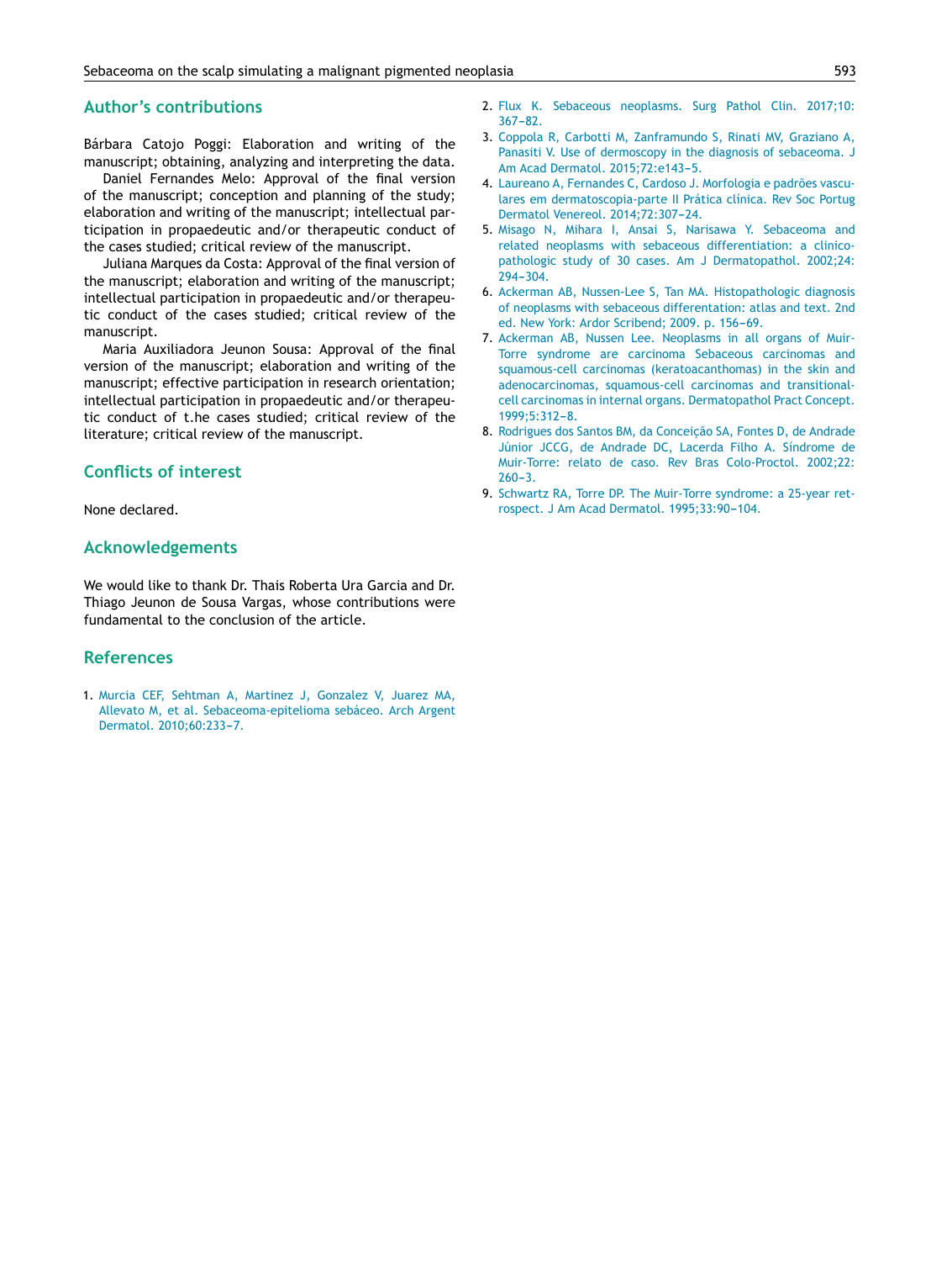## Author's contributions

Bárbara Catojo Poggi: Elaboration and writing of the manuscript; obtaining, analyzing and interpreting the data.

Daniel Fernandes Melo: Approval of the final version of the manuscript; conception and planning of the study; elaboration and writing of the manuscript; intellectual participation in propaedeutic and/or therapeutic conduct of the cases studied; critical review of the manuscript.

Juliana Marques da Costa: Approval of the final version of the manuscript; elaboration and writing of the manuscript; intellectual participation in propaedeutic and/or therapeutic conduct of the cases studied; critical review of the manuscript.

Maria Auxiliadora Jeunon Sousa: Approval of the final version of the manuscript; elaboration and writing of the manuscript; effective participation in research orientation; intellectual participation in propaedeutic and/or therapeutic conduct of t.he cases studied; critical review of the literature; critical review of the manuscript.

## Conflicts of interest

None declared.

## Acknowledgements

We would like to thank Dr. Thais Roberta Ura Garcia and Dr. Thiago Jeunon de Sousa Vargas, whose contributions were fundamental to the conclusion of the article.

## References

1. Murcia CEF, Sehtman A, Martinez J, Gonzalez V, Juarez MA, Allevato M, et al. Sebaceoma-epitelioma sebáceo. Arch Argent Dermatol. 2010;60:233–7.
2. Flux K. Sebaceous neoplasms. Surg Pathol Clin. 2017;10: 367–82.
3. Coppola R, Carbotti M, Zanframundo S, Rinati MV, Graziano A, Panasiti V. Use of dermoscopy in the diagnosis of sebaceoma. J Am Acad Dermatol. 2015;72:e143–5.
4. Laureano A, Fernandes C, Cardoso J. Morfologia e padrões vasculares em dermatoscopia-parte II Prática clínica. Rev Soc Portug Dermatol Venereol. 2014;72:307–24.
5. Misago N, Mihara I, Ansai S, Narisawa Y. Sebaceoma and related neoplasms with sebaceous differentiation: a clinicopathologic study of 30 cases. Am J Dermatopathol. 2002;24: 294–304.
6. Ackerman AB, Nussen-Lee S, Tan MA. Histopathologic diagnosis of neoplasms with sebaceous differentation: atlas and text. 2nd ed. New York: Ardor Scribend; 2009. p. 156–69.
7. Ackerman AB, Nussen Lee. Neoplasms in all organs of Muir-Torre syndrome are carcinoma Sebaceous carcinomas and squamous-cell carcinomas (keratoacanthomas) in the skin and adenocarcinomas, squamous-cell carcinomas and transitional-cell carcinomas in internal organs. Dermatopathol Pract Concept. 1999;5:312–8.
8. Rodrigues dos Santos BM, da Conceição SA, Fontes D, de Andrade Júnior JCCG, de Andrade DC, Lacerda Filho A. Síndrome de Muir-Torre: relato de caso. Rev Bras Colo-Proctol. 2002;22: 260–3.
9. Schwartz RA, Torre DP. The Muir-Torre syndrome: a 25-year retrospect. J Am Acad Dermatol. 1995;33:90–104.